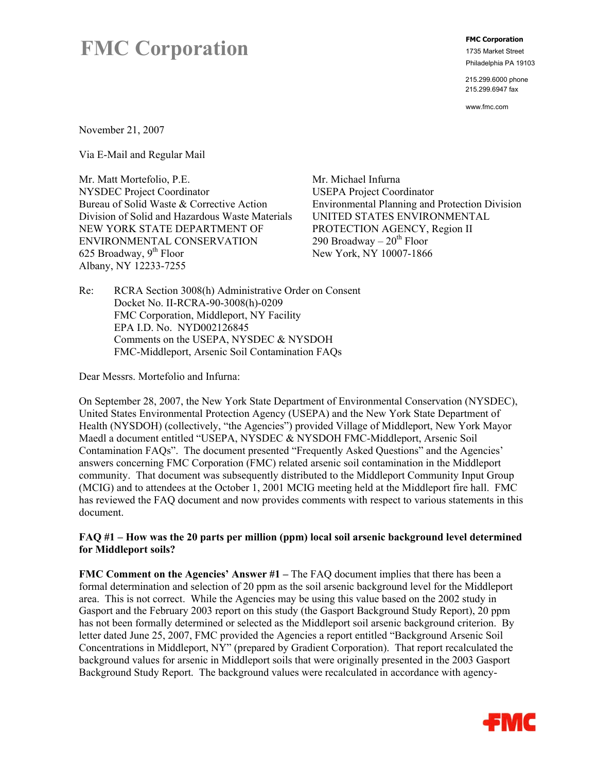# FMC Corporation

**FMC Corporation**
1735 Market Street
Philadelphia PA 19103

215.299.6000 phone
215.299.6947 fax

www.fmc.com

November 21, 2007

Via E-Mail and Regular Mail

Mr. Matt Mortefolio, P.E.
NYSDEC Project Coordinator
Bureau of Solid Waste & Corrective Action
Division of Solid and Hazardous Waste Materials
NEW YORK STATE DEPARTMENT OF ENVIRONMENTAL CONSERVATION
625 Broadway, 9th Floor
Albany, NY 12233-7255

Mr. Michael Infurna
USEPA Project Coordinator
Environmental Planning and Protection Division
UNITED STATES ENVIRONMENTAL PROTECTION AGENCY, Region II
290 Broadway – 20th Floor
New York, NY 10007-1866

Re: RCRA Section 3008(h) Administrative Order on Consent
Docket No. II-RCRA-90-3008(h)-0209
FMC Corporation, Middleport, NY Facility
EPA I.D. No. NYD002126845
Comments on the USEPA, NYSDEC & NYSDOH
FMC-Middleport, Arsenic Soil Contamination FAQs

Dear Messrs. Mortefolio and Infurna:

On September 28, 2007, the New York State Department of Environmental Conservation (NYSDEC), United States Environmental Protection Agency (USEPA) and the New York State Department of Health (NYSDOH) (collectively, "the Agencies") provided Village of Middleport, New York Mayor Maedl a document entitled "USEPA, NYSDEC & NYSDOH FMC-Middleport, Arsenic Soil Contamination FAQs". The document presented "Frequently Asked Questions" and the Agencies' answers concerning FMC Corporation (FMC) related arsenic soil contamination in the Middleport community. That document was subsequently distributed to the Middleport Community Input Group (MCIG) and to attendees at the October 1, 2001 MCIG meeting held at the Middleport fire hall. FMC has reviewed the FAQ document and now provides comments with respect to various statements in this document.

**FAQ #1 – How was the 20 parts per million (ppm) local soil arsenic background level determined for Middleport soils?**

**FMC Comment on the Agencies' Answer #1 –** The FAQ document implies that there has been a formal determination and selection of 20 ppm as the soil arsenic background level for the Middleport area. This is not correct. While the Agencies may be using this value based on the 2002 study in Gasport and the February 2003 report on this study (the Gasport Background Study Report), 20 ppm has not been formally determined or selected as the Middleport soil arsenic background criterion. By letter dated June 25, 2007, FMC provided the Agencies a report entitled "Background Arsenic Soil Concentrations in Middleport, NY" (prepared by Gradient Corporation). That report recalculated the background values for arsenic in Middleport soils that were originally presented in the 2003 Gasport Background Study Report. The background values were recalculated in accordance with agency-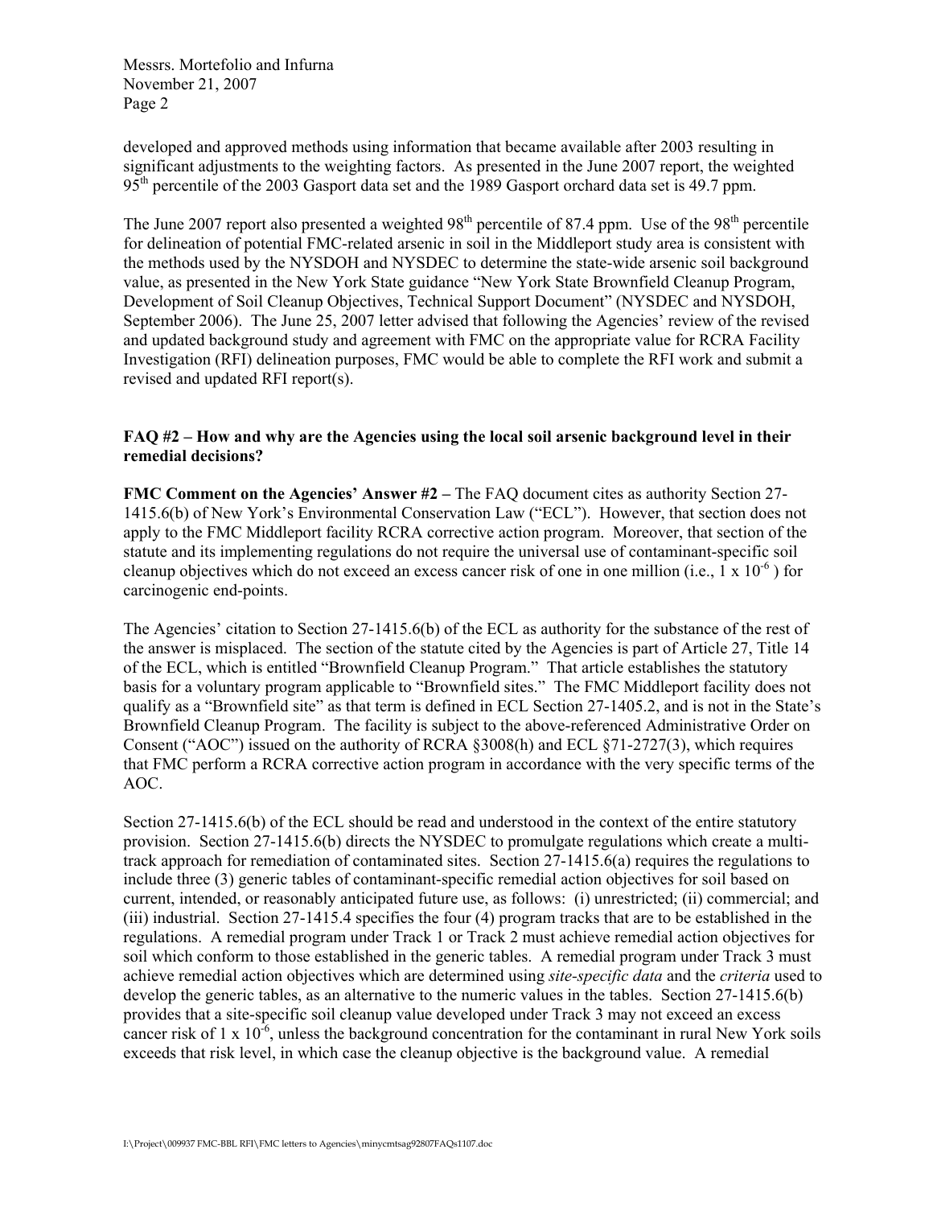developed and approved methods using information that became available after 2003 resulting in significant adjustments to the weighting factors. As presented in the June 2007 report, the weighted 95th percentile of the 2003 Gasport data set and the 1989 Gasport orchard data set is 49.7 ppm.

The June 2007 report also presented a weighted 98th percentile of 87.4 ppm. Use of the 98th percentile for delineation of potential FMC-related arsenic in soil in the Middleport study area is consistent with the methods used by the NYSDOH and NYSDEC to determine the state-wide arsenic soil background value, as presented in the New York State guidance "New York State Brownfield Cleanup Program, Development of Soil Cleanup Objectives, Technical Support Document" (NYSDEC and NYSDOH, September 2006). The June 25, 2007 letter advised that following the Agencies' review of the revised and updated background study and agreement with FMC on the appropriate value for RCRA Facility Investigation (RFI) delineation purposes, FMC would be able to complete the RFI work and submit a revised and updated RFI report(s).

**FAQ #2 – How and why are the Agencies using the local soil arsenic background level in their remedial decisions?**

**FMC Comment on the Agencies' Answer #2 –** The FAQ document cites as authority Section 27-1415.6(b) of New York's Environmental Conservation Law ("ECL"). However, that section does not apply to the FMC Middleport facility RCRA corrective action program. Moreover, that section of the statute and its implementing regulations do not require the universal use of contaminant-specific soil cleanup objectives which do not exceed an excess cancer risk of one in one million (i.e., $1 \times 10^{-6}$ ) for carcinogenic end-points.

The Agencies' citation to Section 27-1415.6(b) of the ECL as authority for the substance of the rest of the answer is misplaced. The section of the statute cited by the Agencies is part of Article 27, Title 14 of the ECL, which is entitled "Brownfield Cleanup Program." That article establishes the statutory basis for a voluntary program applicable to "Brownfield sites." The FMC Middleport facility does not qualify as a "Brownfield site" as that term is defined in ECL Section 27-1405.2, and is not in the State's Brownfield Cleanup Program. The facility is subject to the above-referenced Administrative Order on Consent ("AOC") issued on the authority of RCRA §3008(h) and ECL §71-2727(3), which requires that FMC perform a RCRA corrective action program in accordance with the very specific terms of the AOC.

Section 27-1415.6(b) of the ECL should be read and understood in the context of the entire statutory provision. Section 27-1415.6(b) directs the NYSDEC to promulgate regulations which create a multi-track approach for remediation of contaminated sites. Section 27-1415.6(a) requires the regulations to include three (3) generic tables of contaminant-specific remedial action objectives for soil based on current, intended, or reasonably anticipated future use, as follows: (i) unrestricted; (ii) commercial; and (iii) industrial. Section 27-1415.4 specifies the four (4) program tracks that are to be established in the regulations. A remedial program under Track 1 or Track 2 must achieve remedial action objectives for soil which conform to those established in the generic tables. A remedial program under Track 3 must achieve remedial action objectives which are determined using *site-specific data* and the *criteria* used to develop the generic tables, as an alternative to the numeric values in the tables. Section 27-1415.6(b) provides that a site-specific soil cleanup value developed under Track 3 may not exceed an excess cancer risk of $1 \times 10^{-6}$, unless the background concentration for the contaminant in rural New York soils exceeds that risk level, in which case the cleanup objective is the background value. A remedial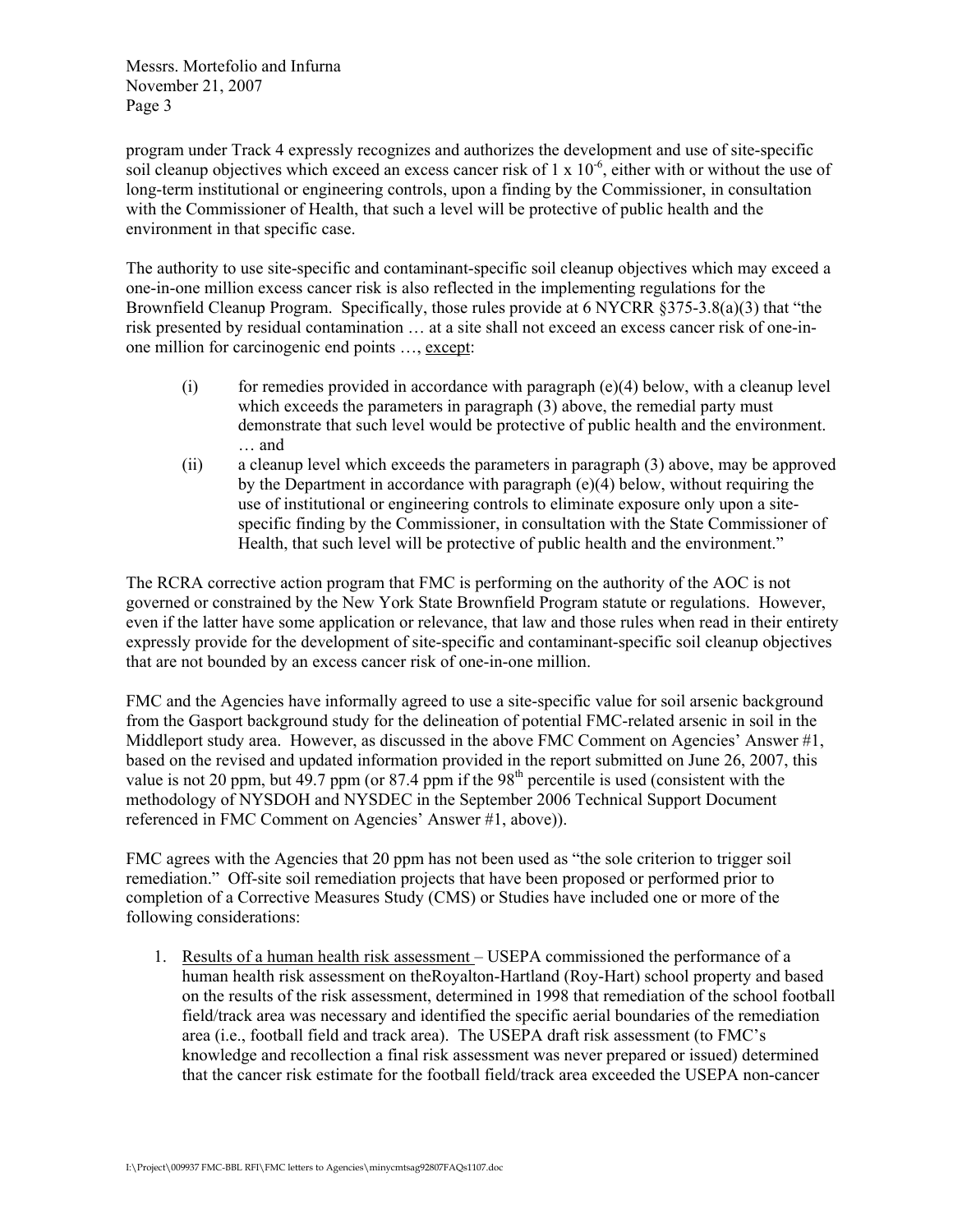program under Track 4 expressly recognizes and authorizes the development and use of site-specific soil cleanup objectives which exceed an excess cancer risk of $1 \times 10^{-6}$, either with or without the use of long-term institutional or engineering controls, upon a finding by the Commissioner, in consultation with the Commissioner of Health, that such a level will be protective of public health and the environment in that specific case.

The authority to use site-specific and contaminant-specific soil cleanup objectives which may exceed a one-in-one million excess cancer risk is also reflected in the implementing regulations for the Brownfield Cleanup Program. Specifically, those rules provide at 6 NYCRR §375-3.8(a)(3) that "the risk presented by residual contamination … at a site shall not exceed an excess cancer risk of one-in-one million for carcinogenic end points …, <u>except</u>:

(i) for remedies provided in accordance with paragraph (e)(4) below, with a cleanup level which exceeds the parameters in paragraph (3) above, the remedial party must demonstrate that such level would be protective of public health and the environment. … and

(ii) a cleanup level which exceeds the parameters in paragraph (3) above, may be approved by the Department in accordance with paragraph (e)(4) below, without requiring the use of institutional or engineering controls to eliminate exposure only upon a site-specific finding by the Commissioner, in consultation with the State Commissioner of Health, that such level will be protective of public health and the environment."

The RCRA corrective action program that FMC is performing on the authority of the AOC is not governed or constrained by the New York State Brownfield Program statute or regulations. However, even if the latter have some application or relevance, that law and those rules when read in their entirety expressly provide for the development of site-specific and contaminant-specific soil cleanup objectives that are not bounded by an excess cancer risk of one-in-one million.

FMC and the Agencies have informally agreed to use a site-specific value for soil arsenic background from the Gasport background study for the delineation of potential FMC-related arsenic in soil in the Middleport study area. However, as discussed in the above FMC Comment on Agencies' Answer #1, based on the revised and updated information provided in the report submitted on June 26, 2007, this value is not 20 ppm, but 49.7 ppm (or 87.4 ppm if the 98th percentile is used (consistent with the methodology of NYSDOH and NYSDEC in the September 2006 Technical Support Document referenced in FMC Comment on Agencies' Answer #1, above)).

FMC agrees with the Agencies that 20 ppm has not been used as "the sole criterion to trigger soil remediation." Off-site soil remediation projects that have been proposed or performed prior to completion of a Corrective Measures Study (CMS) or Studies have included one or more of the following considerations:

1. <u>Results of a human health risk assessment</u> – USEPA commissioned the performance of a human health risk assessment on theRoyalton-Hartland (Roy-Hart) school property and based on the results of the risk assessment, determined in 1998 that remediation of the school football field/track area was necessary and identified the specific aerial boundaries of the remediation area (i.e., football field and track area). The USEPA draft risk assessment (to FMC's knowledge and recollection a final risk assessment was never prepared or issued) determined that the cancer risk estimate for the football field/track area exceeded the USEPA non-cancer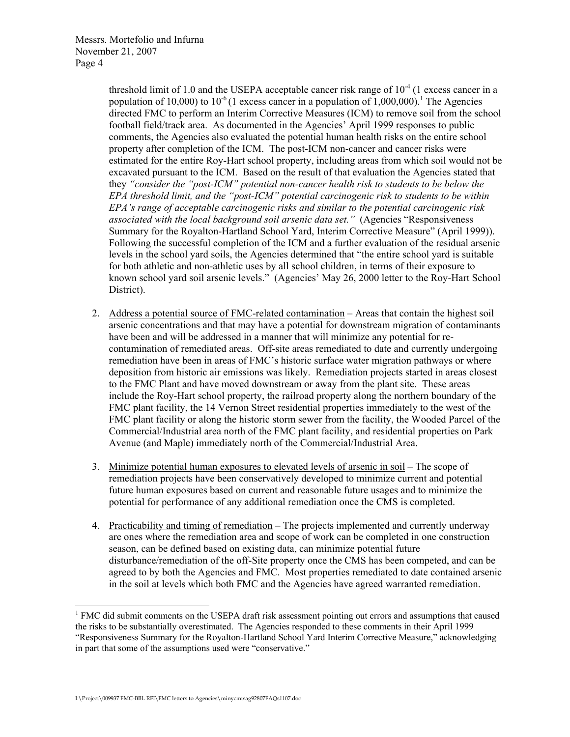threshold limit of 1.0 and the USEPA acceptable cancer risk range of $10^{-4}$ (1 excess cancer in a population of 10,000) to $10^{-6}$ (1 excess cancer in a population of 1,000,000).[1] The Agencies directed FMC to perform an Interim Corrective Measures (ICM) to remove soil from the school football field/track area. As documented in the Agencies' April 1999 responses to public comments, the Agencies also evaluated the potential human health risks on the entire school property after completion of the ICM. The post-ICM non-cancer and cancer risks were estimated for the entire Roy-Hart school property, including areas from which soil would not be excavated pursuant to the ICM. Based on the result of that evaluation the Agencies stated that they *"consider the "post-ICM" potential non-cancer health risk to students to be below the EPA threshold limit, and the "post-ICM" potential carcinogenic risk to students to be within EPA's range of acceptable carcinogenic risks and similar to the potential carcinogenic risk associated with the local background soil arsenic data set."* (Agencies "Responsiveness Summary for the Royalton-Hartland School Yard, Interim Corrective Measure" (April 1999)). Following the successful completion of the ICM and a further evaluation of the residual arsenic levels in the school yard soils, the Agencies determined that "the entire school yard is suitable for both athletic and non-athletic uses by all school children, in terms of their exposure to known school yard soil arsenic levels." (Agencies' May 26, 2000 letter to the Roy-Hart School District).

2. <u>Address a potential source of FMC-related contamination</u> – Areas that contain the highest soil arsenic concentrations and that may have a potential for downstream migration of contaminants have been and will be addressed in a manner that will minimize any potential for re-contamination of remediated areas. Off-site areas remediated to date and currently undergoing remediation have been in areas of FMC's historic surface water migration pathways or where deposition from historic air emissions was likely. Remediation projects started in areas closest to the FMC Plant and have moved downstream or away from the plant site. These areas include the Roy-Hart school property, the railroad property along the northern boundary of the FMC plant facility, the 14 Vernon Street residential properties immediately to the west of the FMC plant facility or along the historic storm sewer from the facility, the Wooded Parcel of the Commercial/Industrial area north of the FMC plant facility, and residential properties on Park Avenue (and Maple) immediately north of the Commercial/Industrial Area.

3. <u>Minimize potential human exposures to elevated levels of arsenic in soil</u> – The scope of remediation projects have been conservatively developed to minimize current and potential future human exposures based on current and reasonable future usages and to minimize the potential for performance of any additional remediation once the CMS is completed.

4. <u>Practicability and timing of remediation</u> – The projects implemented and currently underway are ones where the remediation area and scope of work can be completed in one construction season, can be defined based on existing data, can minimize potential future disturbance/remediation of the off-Site property once the CMS has been competed, and can be agreed to by both the Agencies and FMC. Most properties remediated to date contained arsenic in the soil at levels which both FMC and the Agencies have agreed warranted remediation.

[1] FMC did submit comments on the USEPA draft risk assessment pointing out errors and assumptions that caused the risks to be substantially overestimated. The Agencies responded to these comments in their April 1999 "Responsiveness Summary for the Royalton-Hartland School Yard Interim Corrective Measure," acknowledging in part that some of the assumptions used were "conservative."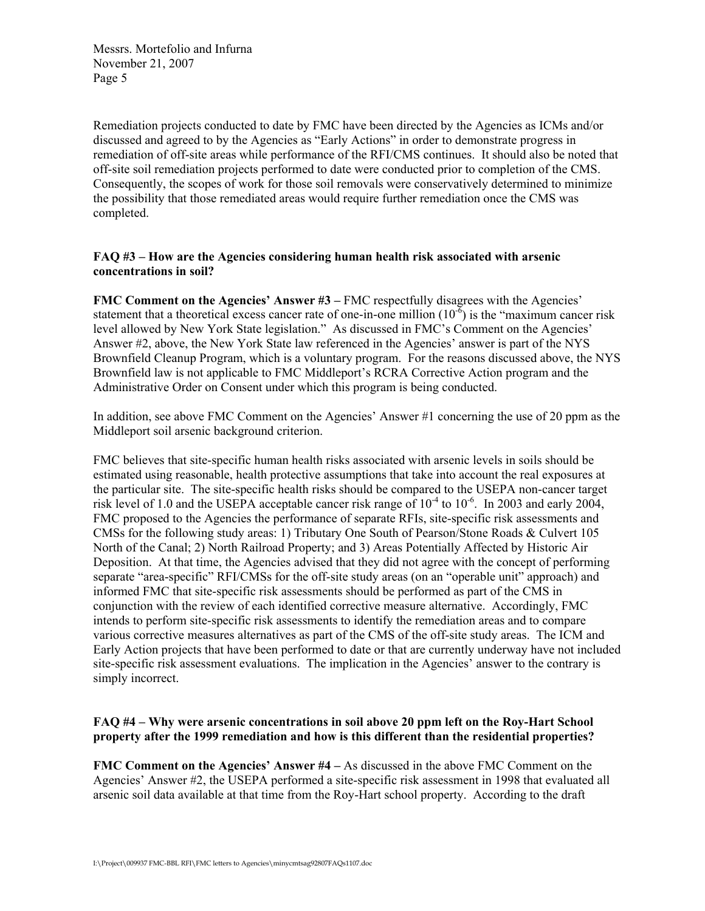Remediation projects conducted to date by FMC have been directed by the Agencies as ICMs and/or discussed and agreed to by the Agencies as "Early Actions" in order to demonstrate progress in remediation of off-site areas while performance of the RFI/CMS continues. It should also be noted that off-site soil remediation projects performed to date were conducted prior to completion of the CMS. Consequently, the scopes of work for those soil removals were conservatively determined to minimize the possibility that those remediated areas would require further remediation once the CMS was completed.

**FAQ #3 – How are the Agencies considering human health risk associated with arsenic concentrations in soil?**

**FMC Comment on the Agencies' Answer #3 –** FMC respectfully disagrees with the Agencies' statement that a theoretical excess cancer rate of one-in-one million ($10^{-6}$) is the "maximum cancer risk level allowed by New York State legislation." As discussed in FMC's Comment on the Agencies' Answer #2, above, the New York State law referenced in the Agencies' answer is part of the NYS Brownfield Cleanup Program, which is a voluntary program. For the reasons discussed above, the NYS Brownfield law is not applicable to FMC Middleport's RCRA Corrective Action program and the Administrative Order on Consent under which this program is being conducted.

In addition, see above FMC Comment on the Agencies' Answer #1 concerning the use of 20 ppm as the Middleport soil arsenic background criterion.

FMC believes that site-specific human health risks associated with arsenic levels in soils should be estimated using reasonable, health protective assumptions that take into account the real exposures at the particular site. The site-specific health risks should be compared to the USEPA non-cancer target risk level of 1.0 and the USEPA acceptable cancer risk range of $10^{-4}$ to $10^{-6}$. In 2003 and early 2004, FMC proposed to the Agencies the performance of separate RFIs, site-specific risk assessments and CMSs for the following study areas: 1) Tributary One South of Pearson/Stone Roads & Culvert 105 North of the Canal; 2) North Railroad Property; and 3) Areas Potentially Affected by Historic Air Deposition. At that time, the Agencies advised that they did not agree with the concept of performing separate "area-specific" RFI/CMSs for the off-site study areas (on an "operable unit" approach) and informed FMC that site-specific risk assessments should be performed as part of the CMS in conjunction with the review of each identified corrective measure alternative. Accordingly, FMC intends to perform site-specific risk assessments to identify the remediation areas and to compare various corrective measures alternatives as part of the CMS of the off-site study areas. The ICM and Early Action projects that have been performed to date or that are currently underway have not included site-specific risk assessment evaluations. The implication in the Agencies' answer to the contrary is simply incorrect.

**FAQ #4 – Why were arsenic concentrations in soil above 20 ppm left on the Roy-Hart School property after the 1999 remediation and how is this different than the residential properties?**

**FMC Comment on the Agencies' Answer #4 –** As discussed in the above FMC Comment on the Agencies' Answer #2, the USEPA performed a site-specific risk assessment in 1998 that evaluated all arsenic soil data available at that time from the Roy-Hart school property. According to the draft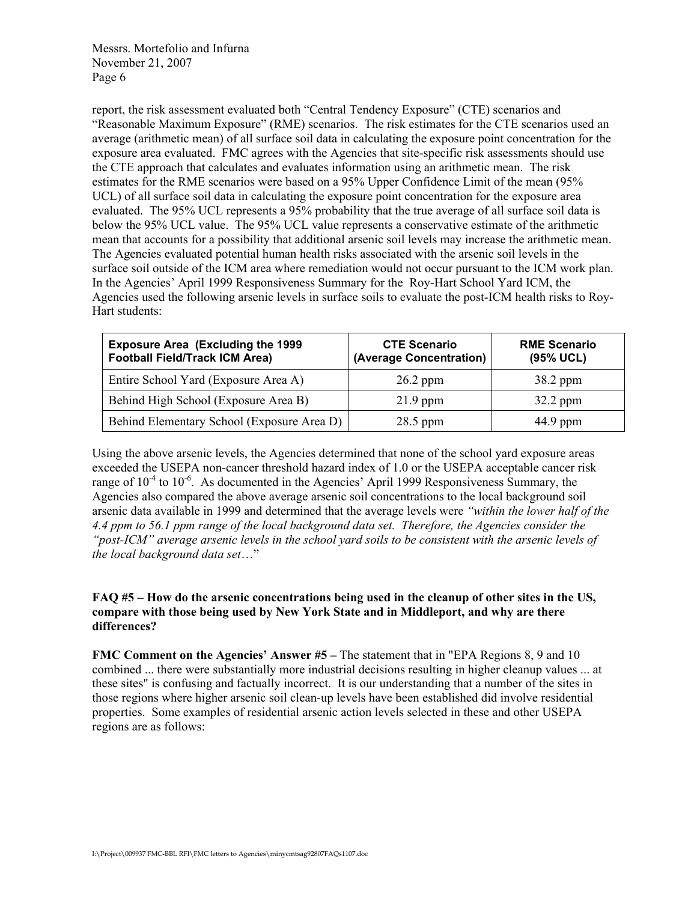report, the risk assessment evaluated both "Central Tendency Exposure" (CTE) scenarios and "Reasonable Maximum Exposure" (RME) scenarios. The risk estimates for the CTE scenarios used an average (arithmetic mean) of all surface soil data in calculating the exposure point concentration for the exposure area evaluated. FMC agrees with the Agencies that site-specific risk assessments should use the CTE approach that calculates and evaluates information using an arithmetic mean. The risk estimates for the RME scenarios were based on a 95% Upper Confidence Limit of the mean (95% UCL) of all surface soil data in calculating the exposure point concentration for the exposure area evaluated. The 95% UCL represents a 95% probability that the true average of all surface soil data is below the 95% UCL value. The 95% UCL value represents a conservative estimate of the arithmetic mean that accounts for a possibility that additional arsenic soil levels may increase the arithmetic mean. The Agencies evaluated potential human health risks associated with the arsenic soil levels in the surface soil outside of the ICM area where remediation would not occur pursuant to the ICM work plan. In the Agencies' April 1999 Responsiveness Summary for the Roy-Hart School Yard ICM, the Agencies used the following arsenic levels in surface soils to evaluate the post-ICM health risks to Roy-Hart students:

| Exposure Area (Excluding the 1999 Football Field/Track ICM Area) | CTE Scenario (Average Concentration) | RME Scenario (95% UCL) |
|---|---|---|
| Entire School Yard (Exposure Area A) | 26.2 ppm | 38.2 ppm |
| Behind High School (Exposure Area B) | 21.9 ppm | 32.2 ppm |
| Behind Elementary School (Exposure Area D) | 28.5 ppm | 44.9 ppm |

Using the above arsenic levels, the Agencies determined that none of the school yard exposure areas exceeded the USEPA non-cancer threshold hazard index of 1.0 or the USEPA acceptable cancer risk range of $10^{-4}$ to $10^{-6}$. As documented in the Agencies' April 1999 Responsiveness Summary, the Agencies also compared the above average arsenic soil concentrations to the local background soil arsenic data available in 1999 and determined that the average levels were *"within the lower half of the 4.4 ppm to 56.1 ppm range of the local background data set. Therefore, the Agencies consider the "post-ICM" average arsenic levels in the school yard soils to be consistent with the arsenic levels of the local background data set…*"

**FAQ #5 – How do the arsenic concentrations being used in the cleanup of other sites in the US, compare with those being used by New York State and in Middleport, and why are there differences?**

**FMC Comment on the Agencies' Answer #5 –** The statement that in "EPA Regions 8, 9 and 10 combined ... there were substantially more industrial decisions resulting in higher cleanup values ... at these sites" is confusing and factually incorrect. It is our understanding that a number of the sites in those regions where higher arsenic soil clean-up levels have been established did involve residential properties. Some examples of residential arsenic action levels selected in these and other USEPA regions are as follows: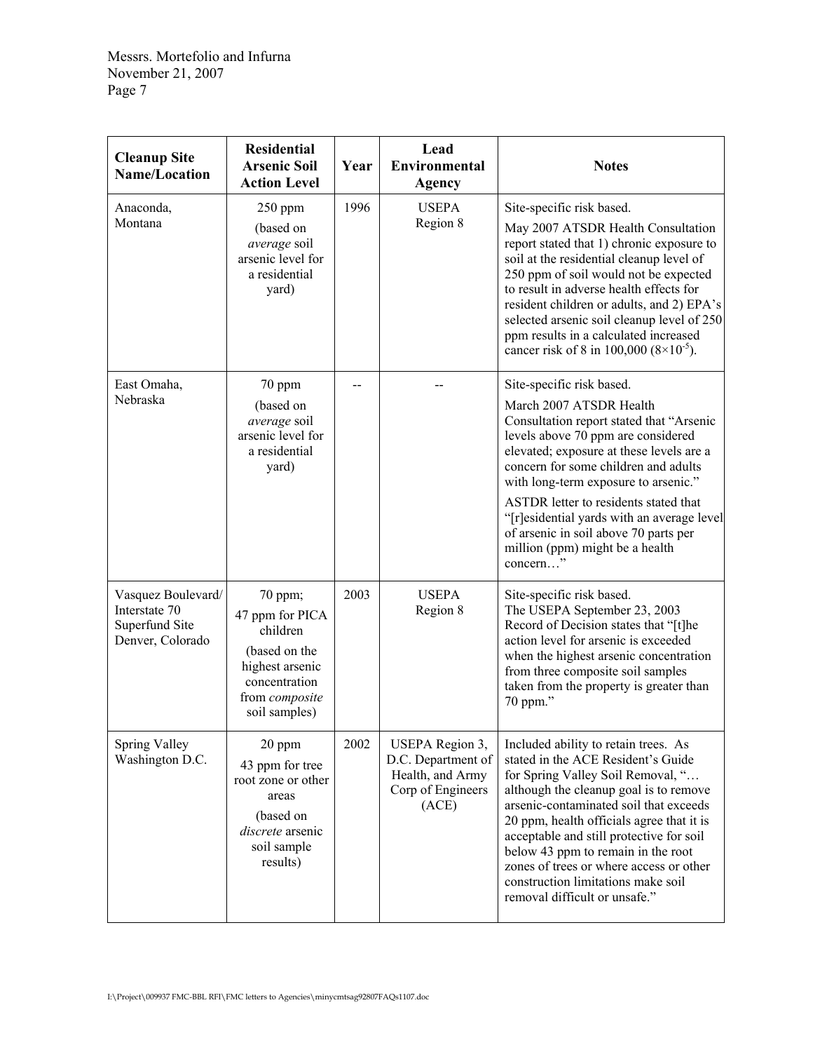| Cleanup Site Name/Location | Residential Arsenic Soil Action Level | Year | Lead Environmental Agency | Notes |
|---|---|---|---|---|
| Anaconda, Montana | 250 ppm (based on *average* soil arsenic level for a residential yard) | 1996 | USEPA Region 8 | Site-specific risk based. May 2007 ATSDR Health Consultation report stated that 1) chronic exposure to soil at the residential cleanup level of 250 ppm of soil would not be expected to result in adverse health effects for resident children or adults, and 2) EPA's selected arsenic soil cleanup level of 250 ppm results in a calculated increased cancer risk of 8 in 100,000 ($8 \times 10^{-5}$). |
| East Omaha, Nebraska | 70 ppm (based on *average* soil arsenic level for a residential yard) | -- | -- | Site-specific risk based. March 2007 ATSDR Health Consultation report stated that "Arsenic levels above 70 ppm are considered elevated; exposure at these levels are a concern for some children and adults with long-term exposure to arsenic." ASTDR letter to residents stated that "[r]esidential yards with an average level of arsenic in soil above 70 parts per million (ppm) might be a health concern…" |
| Vasquez Boulevard/ Interstate 70 Superfund Site Denver, Colorado | 70 ppm; 47 ppm for PICA children (based on the highest arsenic concentration from *composite* soil samples) | 2003 | USEPA Region 8 | Site-specific risk based. The USEPA September 23, 2003 Record of Decision states that "[t]he action level for arsenic is exceeded when the highest arsenic concentration from three composite soil samples taken from the property is greater than 70 ppm." |
| Spring Valley Washington D.C. | 20 ppm 43 ppm for tree root zone or other areas (based on *discrete* arsenic soil sample results) | 2002 | USEPA Region 3, D.C. Department of Health, and Army Corp of Engineers (ACE) | Included ability to retain trees. As stated in the ACE Resident's Guide for Spring Valley Soil Removal, "… although the cleanup goal is to remove arsenic-contaminated soil that exceeds 20 ppm, health officials agree that it is acceptable and still protective for soil below 43 ppm to remain in the root zones of trees or where access or other construction limitations make soil removal difficult or unsafe." |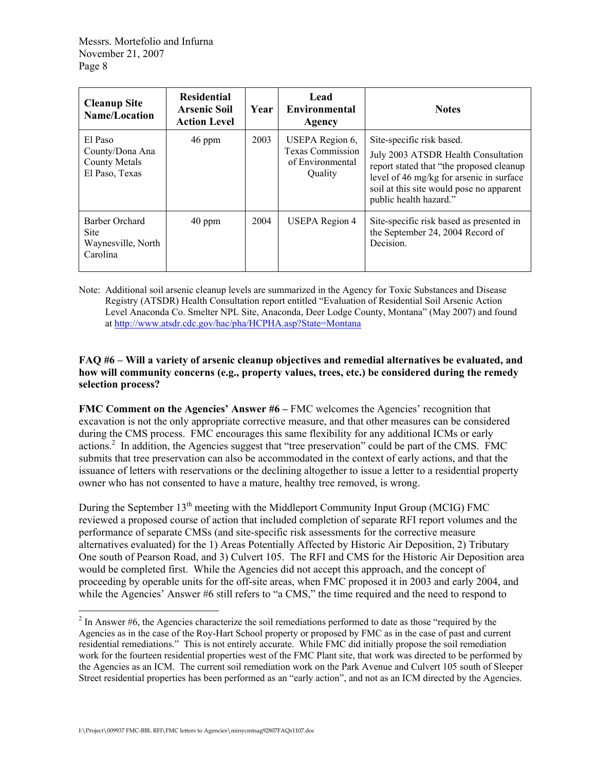| Cleanup Site Name/Location | Residential Arsenic Soil Action Level | Year | Lead Environmental Agency | Notes |
|---|---|---|---|---|
| El Paso County/Dona Ana County Metals El Paso, Texas | 46 ppm | 2003 | USEPA Region 6, Texas Commission of Environmental Quality | Site-specific risk based. July 2003 ATSDR Health Consultation report stated that "the proposed cleanup level of 46 mg/kg for arsenic in surface soil at this site would pose no apparent public health hazard." |
| Barber Orchard Site Waynesville, North Carolina | 40 ppm | 2004 | USEPA Region 4 | Site-specific risk based as presented in the September 24, 2004 Record of Decision. |

Note: Additional soil arsenic cleanup levels are summarized in the Agency for Toxic Substances and Disease Registry (ATSDR) Health Consultation report entitled "Evaluation of Residential Soil Arsenic Action Level Anaconda Co. Smelter NPL Site, Anaconda, Deer Lodge County, Montana" (May 2007) and found at http://www.atsdr.cdc.gov/hac/pha/HCPHA.asp?State=Montana

**FAQ #6 – Will a variety of arsenic cleanup objectives and remedial alternatives be evaluated, and how will community concerns (e.g., property values, trees, etc.) be considered during the remedy selection process?**

**FMC Comment on the Agencies' Answer #6 –** FMC welcomes the Agencies' recognition that excavation is not the only appropriate corrective measure, and that other measures can be considered during the CMS process. FMC encourages this same flexibility for any additional ICMs or early actions.[2] In addition, the Agencies suggest that "tree preservation" could be part of the CMS. FMC submits that tree preservation can also be accommodated in the context of early actions, and that the issuance of letters with reservations or the declining altogether to issue a letter to a residential property owner who has not consented to have a mature, healthy tree removed, is wrong.

During the September 13th meeting with the Middleport Community Input Group (MCIG) FMC reviewed a proposed course of action that included completion of separate RFI report volumes and the performance of separate CMSs (and site-specific risk assessments for the corrective measure alternatives evaluated) for the 1) Areas Potentially Affected by Historic Air Deposition, 2) Tributary One south of Pearson Road, and 3) Culvert 105. The RFI and CMS for the Historic Air Deposition area would be completed first. While the Agencies did not accept this approach, and the concept of proceeding by operable units for the off-site areas, when FMC proposed it in 2003 and early 2004, and while the Agencies' Answer #6 still refers to "a CMS," the time required and the need to respond to

[2] In Answer #6, the Agencies characterize the soil remediations performed to date as those "required by the Agencies as in the case of the Roy-Hart School property or proposed by FMC as in the case of past and current residential remediations." This is not entirely accurate. While FMC did initially propose the soil remediation work for the fourteen residential properties west of the FMC Plant site, that work was directed to be performed by the Agencies as an ICM. The current soil remediation work on the Park Avenue and Culvert 105 south of Sleeper Street residential properties has been performed as an "early action", and not as an ICM directed by the Agencies.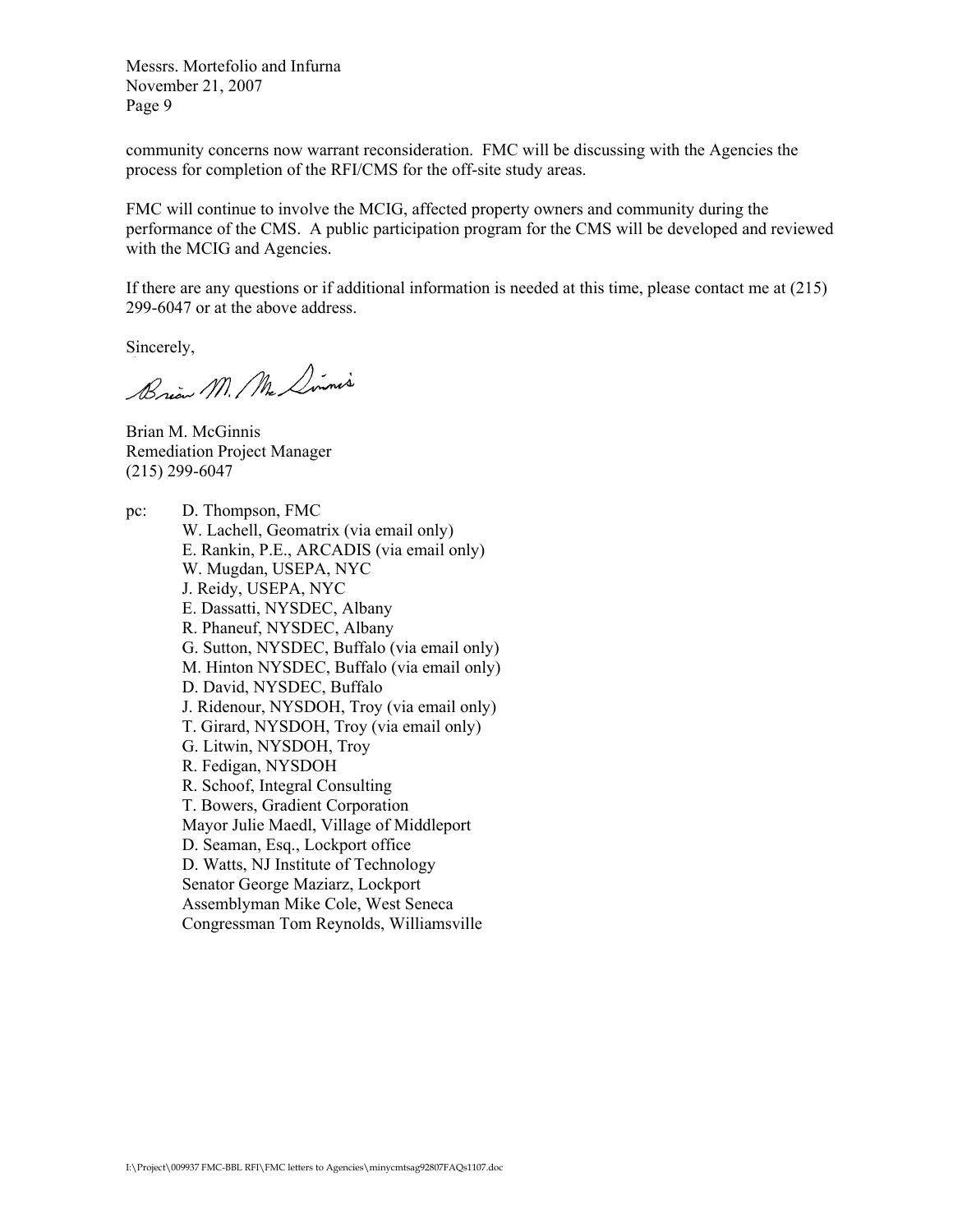community concerns now warrant reconsideration. FMC will be discussing with the Agencies the process for completion of the RFI/CMS for the off-site study areas.

FMC will continue to involve the MCIG, affected property owners and community during the performance of the CMS. A public participation program for the CMS will be developed and reviewed with the MCIG and Agencies.

If there are any questions or if additional information is needed at this time, please contact me at (215) 299-6047 or at the above address.

Sincerely,

Brian M. McGinnis  
Remediation Project Manager  
(215) 299-6047

pc: D. Thompson, FMC  
W. Lachell, Geomatrix (via email only)  
E. Rankin, P.E., ARCADIS (via email only)  
W. Mugdan, USEPA, NYC  
J. Reidy, USEPA, NYC  
E. Dassatti, NYSDEC, Albany  
R. Phaneuf, NYSDEC, Albany  
G. Sutton, NYSDEC, Buffalo (via email only)  
M. Hinton NYSDEC, Buffalo (via email only)  
D. David, NYSDEC, Buffalo  
J. Ridenour, NYSDOH, Troy (via email only)  
T. Girard, NYSDOH, Troy (via email only)  
G. Litwin, NYSDOH, Troy  
R. Fedigan, NYSDOH  
R. Schoof, Integral Consulting  
T. Bowers, Gradient Corporation  
Mayor Julie Maedl, Village of Middleport  
D. Seaman, Esq., Lockport office  
D. Watts, NJ Institute of Technology  
Senator George Maziarz, Lockport  
Assemblyman Mike Cole, West Seneca  
Congressman Tom Reynolds, Williamsville

I:\Project\009937 FMC-BBL RFI\FMC letters to Agencies\minycmtsag92807FAQs1107.doc